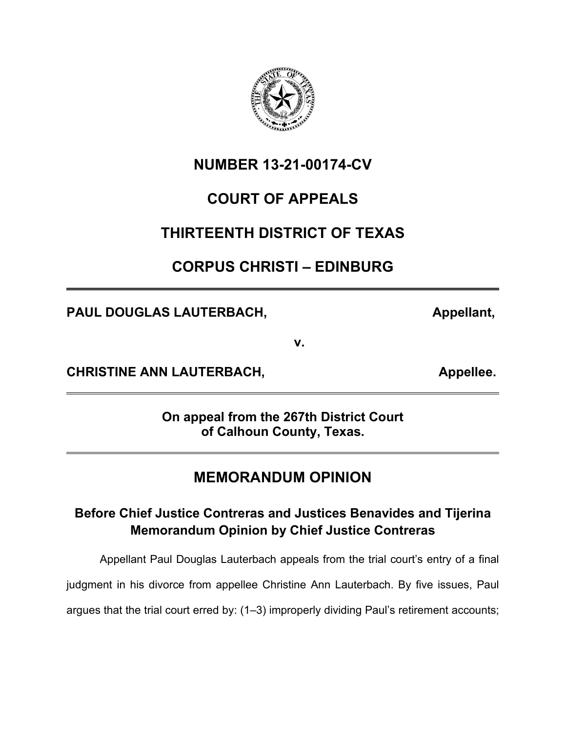# NUMBER 13-21-00174-CV

# COURT OF APPEALS

# THIRTEENTH DISTRICT OF TEXAS

# CORPUS CHRISTI – EDINBURG

---

**PAUL DOUGLAS LAUTERBACH,** **Appellant,**

**v.**

**CHRISTINE ANN LAUTERBACH,** **Appellee.**

---

**On appeal from the 267th District Court of Calhoun County, Texas.**

---

## MEMORANDUM OPINION

### Before Chief Justice Contreras and Justices Benavides and Tijerina Memorandum Opinion by Chief Justice Contreras

Appellant Paul Douglas Lauterbach appeals from the trial court's entry of a final judgment in his divorce from appellee Christine Ann Lauterbach. By five issues, Paul argues that the trial court erred by: (1–3) improperly dividing Paul's retirement accounts;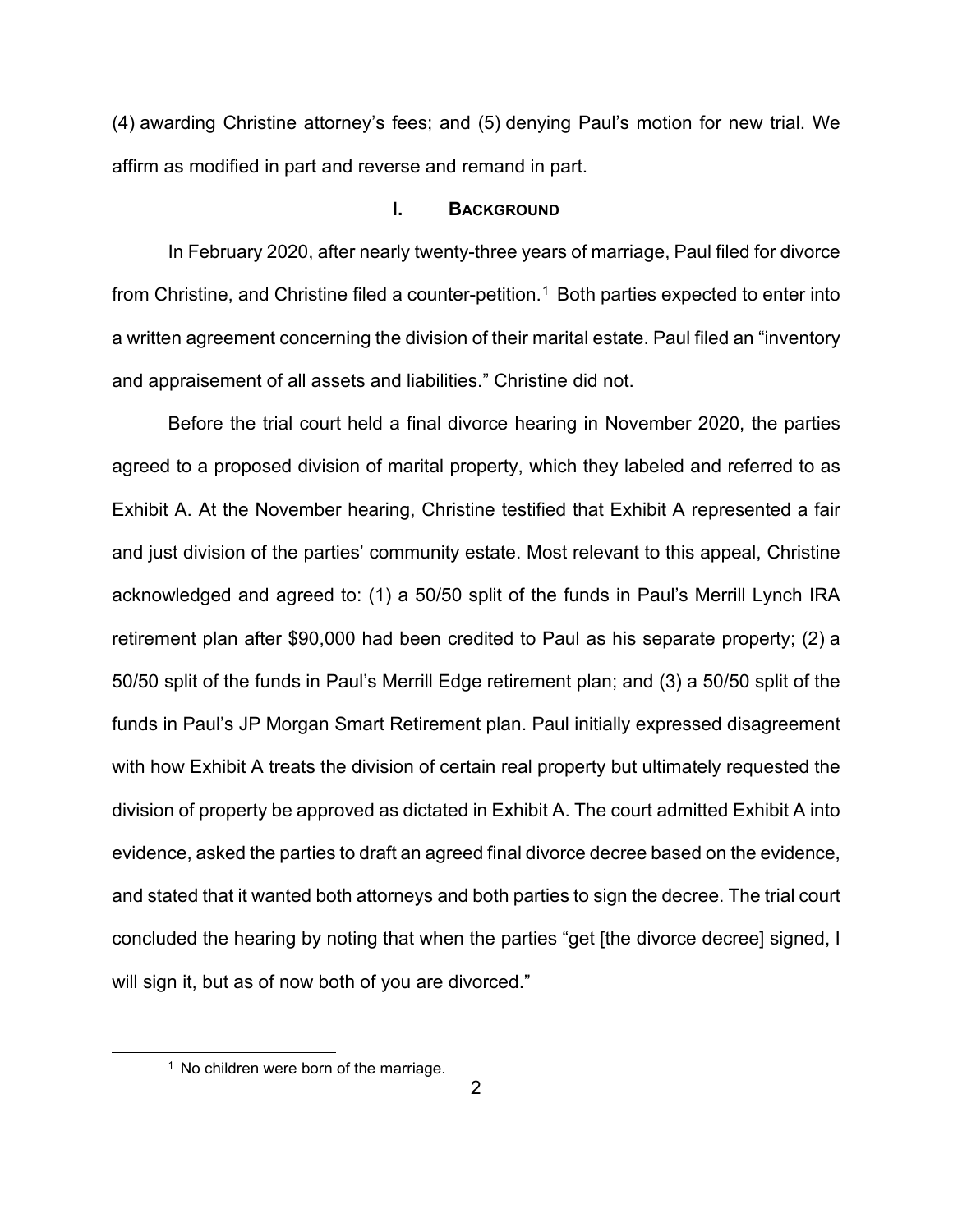(4) awarding Christine attorney's fees; and (5) denying Paul's motion for new trial. We affirm as modified in part and reverse and remand in part.

## I. Background

In February 2020, after nearly twenty-three years of marriage, Paul filed for divorce from Christine, and Christine filed a counter-petition.[1] Both parties expected to enter into a written agreement concerning the division of their marital estate. Paul filed an "inventory and appraisement of all assets and liabilities." Christine did not.

Before the trial court held a final divorce hearing in November 2020, the parties agreed to a proposed division of marital property, which they labeled and referred to as Exhibit A. At the November hearing, Christine testified that Exhibit A represented a fair and just division of the parties' community estate. Most relevant to this appeal, Christine acknowledged and agreed to: (1) a 50/50 split of the funds in Paul's Merrill Lynch IRA retirement plan after $90,000 had been credited to Paul as his separate property; (2) a 50/50 split of the funds in Paul's Merrill Edge retirement plan; and (3) a 50/50 split of the funds in Paul's JP Morgan Smart Retirement plan. Paul initially expressed disagreement with how Exhibit A treats the division of certain real property but ultimately requested the division of property be approved as dictated in Exhibit A. The court admitted Exhibit A into evidence, asked the parties to draft an agreed final divorce decree based on the evidence, and stated that it wanted both attorneys and both parties to sign the decree. The trial court concluded the hearing by noting that when the parties "get [the divorce decree] signed, I will sign it, but as of now both of you are divorced."

[1] No children were born of the marriage.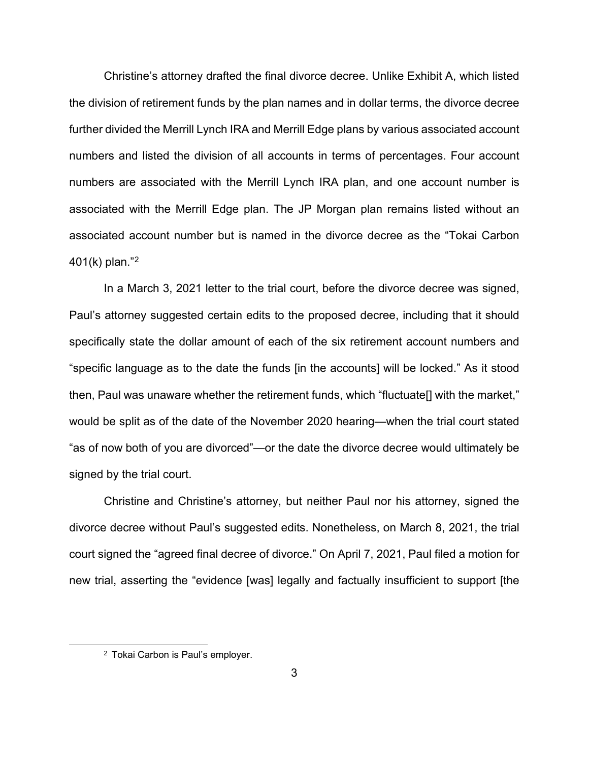Christine's attorney drafted the final divorce decree. Unlike Exhibit A, which listed the division of retirement funds by the plan names and in dollar terms, the divorce decree further divided the Merrill Lynch IRA and Merrill Edge plans by various associated account numbers and listed the division of all accounts in terms of percentages. Four account numbers are associated with the Merrill Lynch IRA plan, and one account number is associated with the Merrill Edge plan. The JP Morgan plan remains listed without an associated account number but is named in the divorce decree as the "Tokai Carbon 401(k) plan."[2]

In a March 3, 2021 letter to the trial court, before the divorce decree was signed, Paul's attorney suggested certain edits to the proposed decree, including that it should specifically state the dollar amount of each of the six retirement account numbers and "specific language as to the date the funds [in the accounts] will be locked." As it stood then, Paul was unaware whether the retirement funds, which "fluctuate[] with the market," would be split as of the date of the November 2020 hearing—when the trial court stated "as of now both of you are divorced"—or the date the divorce decree would ultimately be signed by the trial court.

Christine and Christine's attorney, but neither Paul nor his attorney, signed the divorce decree without Paul's suggested edits. Nonetheless, on March 8, 2021, the trial court signed the "agreed final decree of divorce." On April 7, 2021, Paul filed a motion for new trial, asserting the "evidence [was] legally and factually insufficient to support [the

---

[2] Tokai Carbon is Paul's employer.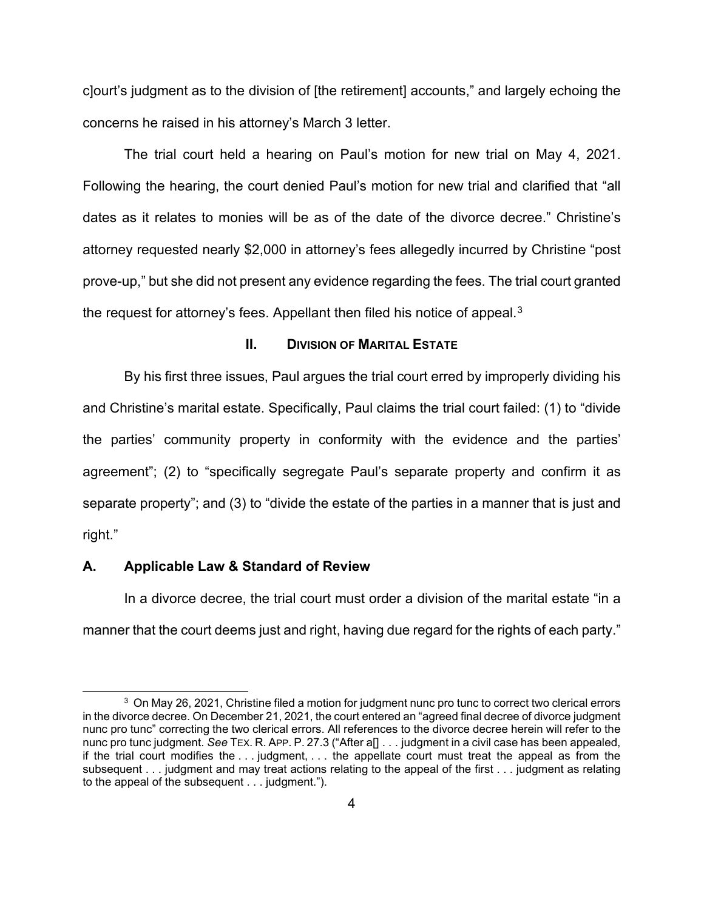c]ourt's judgment as to the division of [the retirement] accounts," and largely echoing the concerns he raised in his attorney's March 3 letter.

The trial court held a hearing on Paul's motion for new trial on May 4, 2021. Following the hearing, the court denied Paul's motion for new trial and clarified that "all dates as it relates to monies will be as of the date of the divorce decree." Christine's attorney requested nearly $2,000 in attorney's fees allegedly incurred by Christine "post prove-up," but she did not present any evidence regarding the fees. The trial court granted the request for attorney's fees. Appellant then filed his notice of appeal.[3]

## II. Division of Marital Estate

By his first three issues, Paul argues the trial court erred by improperly dividing his and Christine's marital estate. Specifically, Paul claims the trial court failed: (1) to "divide the parties' community property in conformity with the evidence and the parties' agreement"; (2) to "specifically segregate Paul's separate property and confirm it as separate property"; and (3) to "divide the estate of the parties in a manner that is just and right."

### A. Applicable Law & Standard of Review

In a divorce decree, the trial court must order a division of the marital estate "in a manner that the court deems just and right, having due regard for the rights of each party."

[3] On May 26, 2021, Christine filed a motion for judgment nunc pro tunc to correct two clerical errors in the divorce decree. On December 21, 2021, the court entered an "agreed final decree of divorce judgment nunc pro tunc" correcting the two clerical errors. All references to the divorce decree herein will refer to the nunc pro tunc judgment. *See* TEX. R. APP. P. 27.3 ("After a[] . . . judgment in a civil case has been appealed, if the trial court modifies the . . . judgment, . . . the appellate court must treat the appeal as from the subsequent . . . judgment and may treat actions relating to the appeal of the first . . . judgment as relating to the appeal of the subsequent . . . judgment.").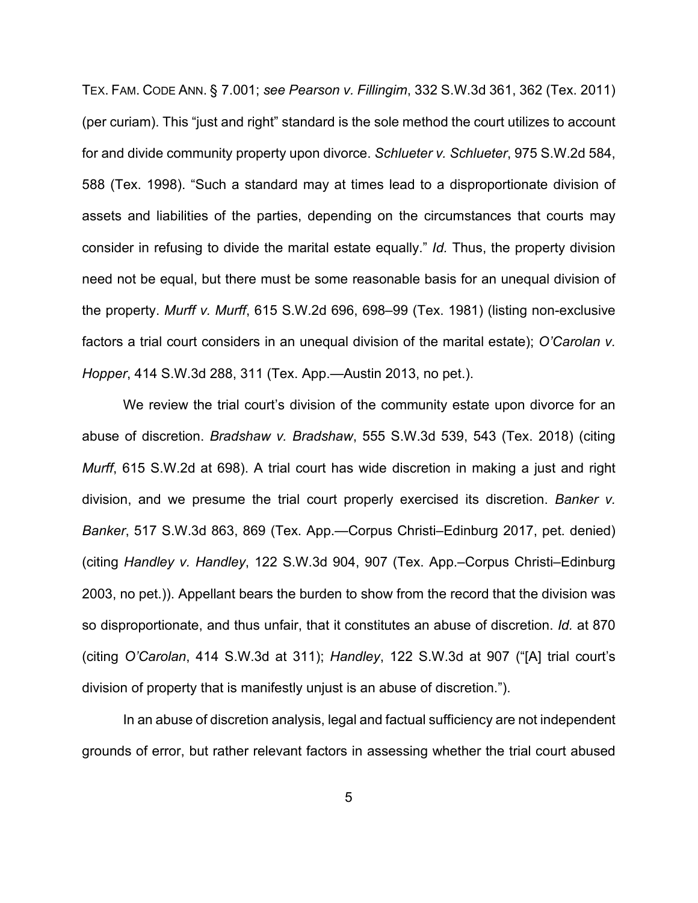TEX. FAM. CODE ANN. § 7.001; *see Pearson v. Fillingim*, 332 S.W.3d 361, 362 (Tex. 2011) (per curiam). This "just and right" standard is the sole method the court utilizes to account for and divide community property upon divorce. *Schlueter v. Schlueter*, 975 S.W.2d 584, 588 (Tex. 1998). "Such a standard may at times lead to a disproportionate division of assets and liabilities of the parties, depending on the circumstances that courts may consider in refusing to divide the marital estate equally." *Id.* Thus, the property division need not be equal, but there must be some reasonable basis for an unequal division of the property. *Murff v. Murff*, 615 S.W.2d 696, 698–99 (Tex. 1981) (listing non-exclusive factors a trial court considers in an unequal division of the marital estate); *O'Carolan v. Hopper*, 414 S.W.3d 288, 311 (Tex. App.—Austin 2013, no pet.).

We review the trial court's division of the community estate upon divorce for an abuse of discretion. *Bradshaw v. Bradshaw*, 555 S.W.3d 539, 543 (Tex. 2018) (citing *Murff*, 615 S.W.2d at 698). A trial court has wide discretion in making a just and right division, and we presume the trial court properly exercised its discretion. *Banker v. Banker*, 517 S.W.3d 863, 869 (Tex. App.—Corpus Christi–Edinburg 2017, pet. denied) (citing *Handley v. Handley*, 122 S.W.3d 904, 907 (Tex. App.–Corpus Christi–Edinburg 2003, no pet.)). Appellant bears the burden to show from the record that the division was so disproportionate, and thus unfair, that it constitutes an abuse of discretion. *Id.* at 870 (citing *O'Carolan*, 414 S.W.3d at 311); *Handley*, 122 S.W.3d at 907 ("[A] trial court's division of property that is manifestly unjust is an abuse of discretion.").

In an abuse of discretion analysis, legal and factual sufficiency are not independent grounds of error, but rather relevant factors in assessing whether the trial court abused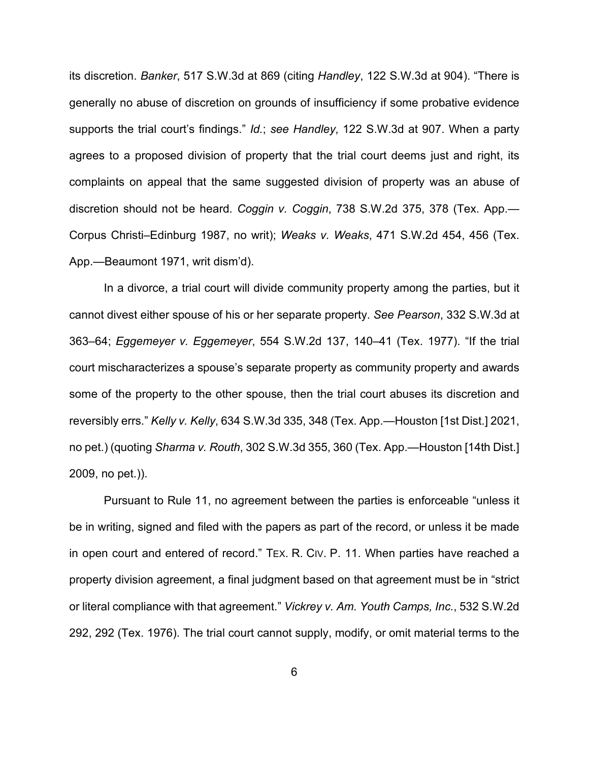its discretion. *Banker*, 517 S.W.3d at 869 (citing *Handley*, 122 S.W.3d at 904). "There is generally no abuse of discretion on grounds of insufficiency if some probative evidence supports the trial court's findings." *Id.*; *see Handley*, 122 S.W.3d at 907. When a party agrees to a proposed division of property that the trial court deems just and right, its complaints on appeal that the same suggested division of property was an abuse of discretion should not be heard. *Coggin v. Coggin*, 738 S.W.2d 375, 378 (Tex. App.—Corpus Christi–Edinburg 1987, no writ); *Weaks v. Weaks*, 471 S.W.2d 454, 456 (Tex. App.—Beaumont 1971, writ dism'd).

In a divorce, a trial court will divide community property among the parties, but it cannot divest either spouse of his or her separate property. *See Pearson*, 332 S.W.3d at 363–64; *Eggemeyer v. Eggemeyer*, 554 S.W.2d 137, 140–41 (Tex. 1977). "If the trial court mischaracterizes a spouse's separate property as community property and awards some of the property to the other spouse, then the trial court abuses its discretion and reversibly errs." *Kelly v. Kelly*, 634 S.W.3d 335, 348 (Tex. App.—Houston [1st Dist.] 2021, no pet.) (quoting *Sharma v. Routh*, 302 S.W.3d 355, 360 (Tex. App.—Houston [14th Dist.] 2009, no pet.)).

Pursuant to Rule 11, no agreement between the parties is enforceable "unless it be in writing, signed and filed with the papers as part of the record, or unless it be made in open court and entered of record." TEX. R. CIV. P. 11. When parties have reached a property division agreement, a final judgment based on that agreement must be in "strict or literal compliance with that agreement." *Vickrey v. Am. Youth Camps, Inc.*, 532 S.W.2d 292, 292 (Tex. 1976). The trial court cannot supply, modify, or omit material terms to the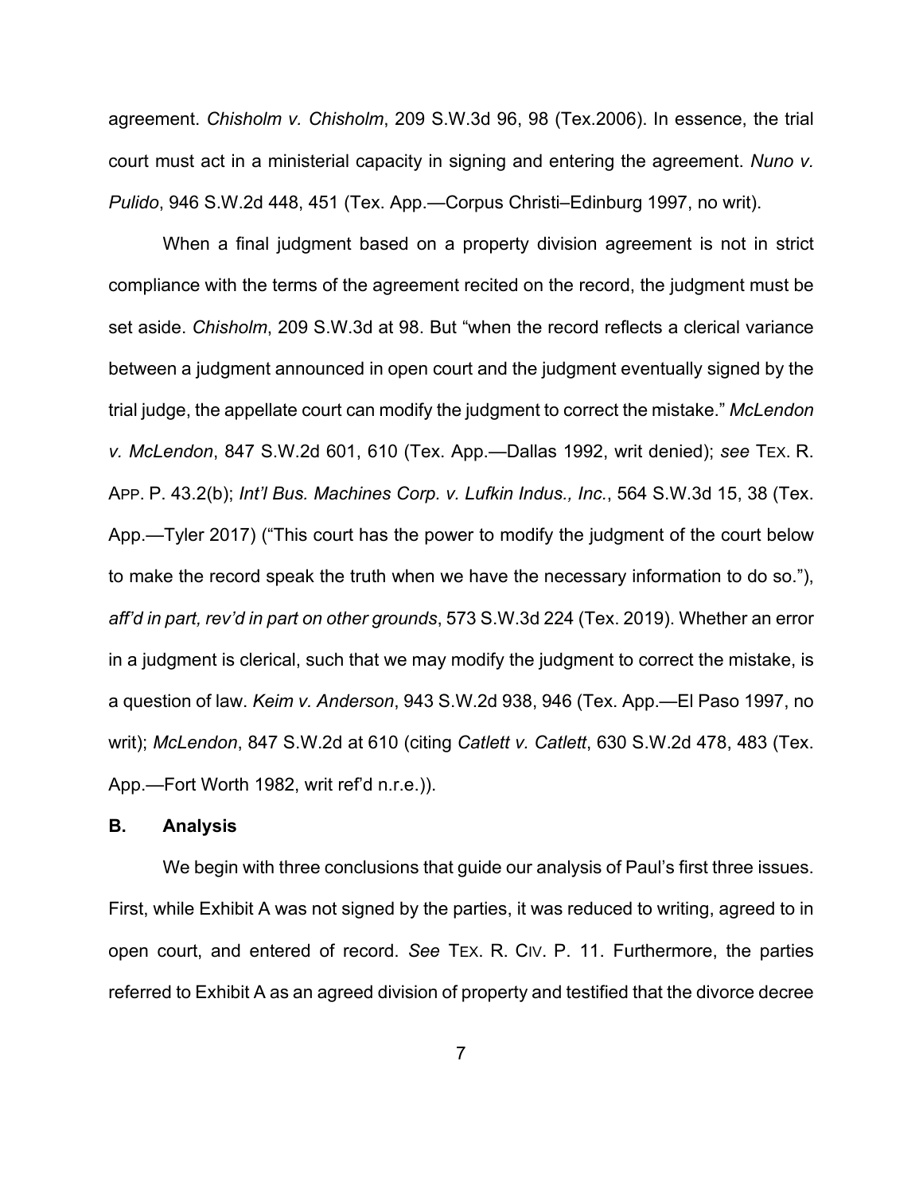agreement. *Chisholm v. Chisholm*, 209 S.W.3d 96, 98 (Tex.2006). In essence, the trial court must act in a ministerial capacity in signing and entering the agreement. *Nuno v. Pulido*, 946 S.W.2d 448, 451 (Tex. App.—Corpus Christi–Edinburg 1997, no writ).

When a final judgment based on a property division agreement is not in strict compliance with the terms of the agreement recited on the record, the judgment must be set aside. *Chisholm*, 209 S.W.3d at 98. But "when the record reflects a clerical variance between a judgment announced in open court and the judgment eventually signed by the trial judge, the appellate court can modify the judgment to correct the mistake." *McLendon v. McLendon*, 847 S.W.2d 601, 610 (Tex. App.—Dallas 1992, writ denied); *see* TEX. R. APP. P. 43.2(b); *Int'l Bus. Machines Corp. v. Lufkin Indus., Inc.*, 564 S.W.3d 15, 38 (Tex. App.—Tyler 2017) ("This court has the power to modify the judgment of the court below to make the record speak the truth when we have the necessary information to do so."), *aff'd in part, rev'd in part on other grounds*, 573 S.W.3d 224 (Tex. 2019). Whether an error in a judgment is clerical, such that we may modify the judgment to correct the mistake, is a question of law. *Keim v. Anderson*, 943 S.W.2d 938, 946 (Tex. App.—El Paso 1997, no writ); *McLendon*, 847 S.W.2d at 610 (citing *Catlett v. Catlett*, 630 S.W.2d 478, 483 (Tex. App.—Fort Worth 1982, writ ref'd n.r.e.)).

### B. Analysis

We begin with three conclusions that guide our analysis of Paul's first three issues. First, while Exhibit A was not signed by the parties, it was reduced to writing, agreed to in open court, and entered of record. *See* TEX. R. CIV. P. 11. Furthermore, the parties referred to Exhibit A as an agreed division of property and testified that the divorce decree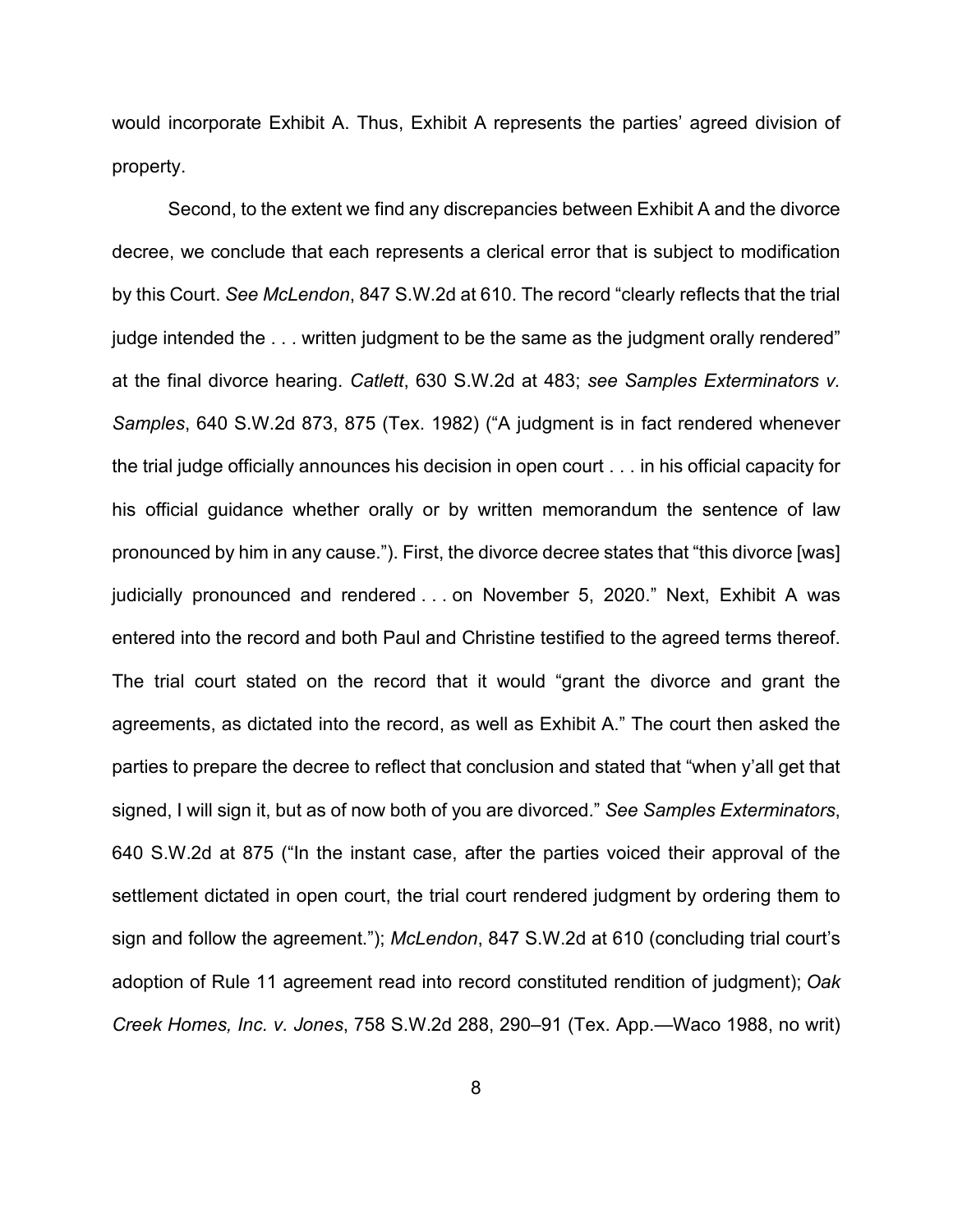would incorporate Exhibit A. Thus, Exhibit A represents the parties' agreed division of property.

Second, to the extent we find any discrepancies between Exhibit A and the divorce decree, we conclude that each represents a clerical error that is subject to modification by this Court. *See McLendon*, 847 S.W.2d at 610. The record "clearly reflects that the trial judge intended the . . . written judgment to be the same as the judgment orally rendered" at the final divorce hearing. *Catlett*, 630 S.W.2d at 483; *see Samples Exterminators v. Samples*, 640 S.W.2d 873, 875 (Tex. 1982) ("A judgment is in fact rendered whenever the trial judge officially announces his decision in open court . . . in his official capacity for his official guidance whether orally or by written memorandum the sentence of law pronounced by him in any cause."). First, the divorce decree states that "this divorce [was] judicially pronounced and rendered . . . on November 5, 2020." Next, Exhibit A was entered into the record and both Paul and Christine testified to the agreed terms thereof. The trial court stated on the record that it would "grant the divorce and grant the agreements, as dictated into the record, as well as Exhibit A." The court then asked the parties to prepare the decree to reflect that conclusion and stated that "when y'all get that signed, I will sign it, but as of now both of you are divorced." *See Samples Exterminators*, 640 S.W.2d at 875 ("In the instant case, after the parties voiced their approval of the settlement dictated in open court, the trial court rendered judgment by ordering them to sign and follow the agreement."); *McLendon*, 847 S.W.2d at 610 (concluding trial court's adoption of Rule 11 agreement read into record constituted rendition of judgment); *Oak Creek Homes, Inc. v. Jones*, 758 S.W.2d 288, 290–91 (Tex. App.—Waco 1988, no writ)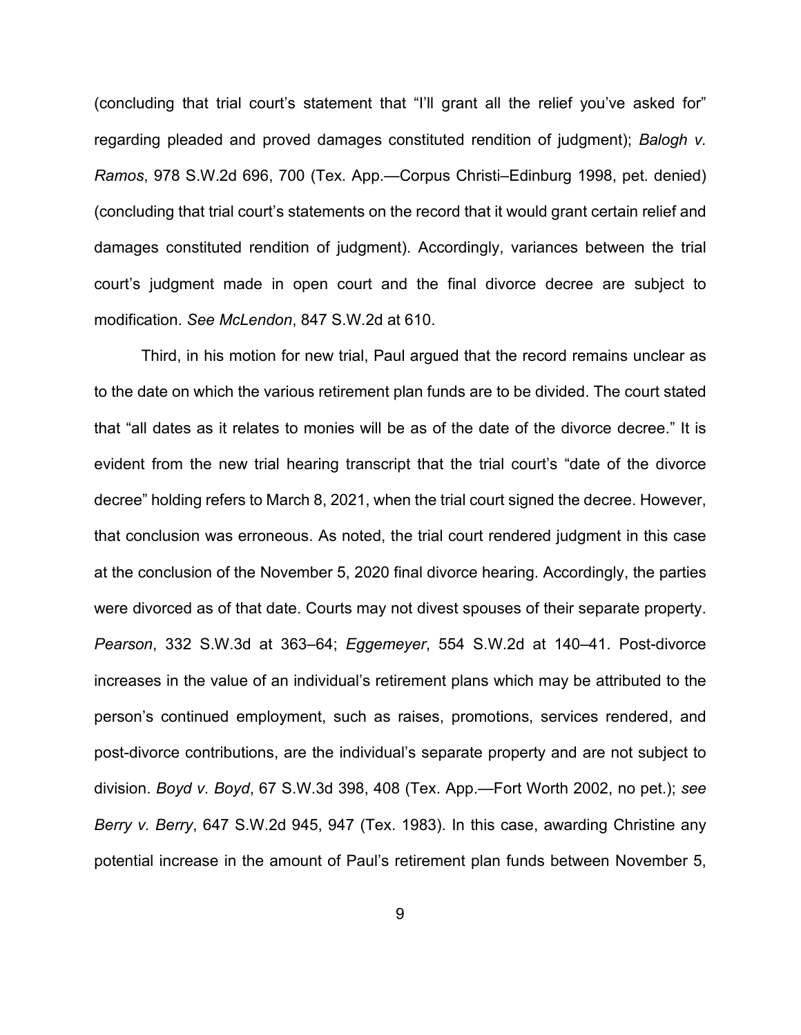(concluding that trial court's statement that "I'll grant all the relief you've asked for" regarding pleaded and proved damages constituted rendition of judgment); *Balogh v. Ramos*, 978 S.W.2d 696, 700 (Tex. App.—Corpus Christi–Edinburg 1998, pet. denied) (concluding that trial court's statements on the record that it would grant certain relief and damages constituted rendition of judgment). Accordingly, variances between the trial court's judgment made in open court and the final divorce decree are subject to modification. *See McLendon*, 847 S.W.2d at 610.

Third, in his motion for new trial, Paul argued that the record remains unclear as to the date on which the various retirement plan funds are to be divided. The court stated that "all dates as it relates to monies will be as of the date of the divorce decree." It is evident from the new trial hearing transcript that the trial court's "date of the divorce decree" holding refers to March 8, 2021, when the trial court signed the decree. However, that conclusion was erroneous. As noted, the trial court rendered judgment in this case at the conclusion of the November 5, 2020 final divorce hearing. Accordingly, the parties were divorced as of that date. Courts may not divest spouses of their separate property. *Pearson*, 332 S.W.3d at 363–64; *Eggemeyer*, 554 S.W.2d at 140–41. Post-divorce increases in the value of an individual's retirement plans which may be attributed to the person's continued employment, such as raises, promotions, services rendered, and post-divorce contributions, are the individual's separate property and are not subject to division. *Boyd v. Boyd*, 67 S.W.3d 398, 408 (Tex. App.—Fort Worth 2002, no pet.); *see Berry v. Berry*, 647 S.W.2d 945, 947 (Tex. 1983). In this case, awarding Christine any potential increase in the amount of Paul's retirement plan funds between November 5,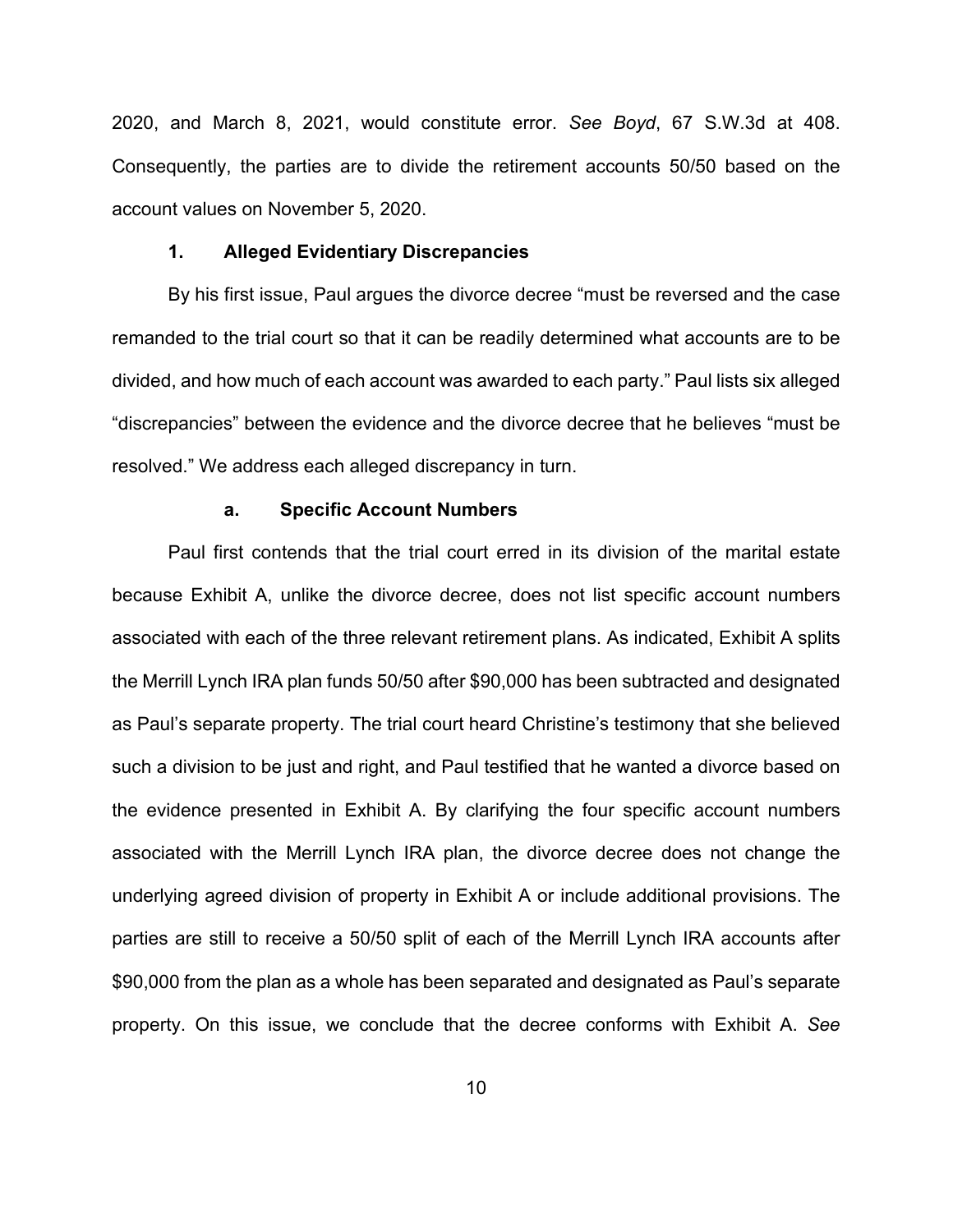2020, and March 8, 2021, would constitute error. *See Boyd*, 67 S.W.3d at 408. Consequently, the parties are to divide the retirement accounts 50/50 based on the account values on November 5, 2020.

### 1. Alleged Evidentiary Discrepancies

By his first issue, Paul argues the divorce decree "must be reversed and the case remanded to the trial court so that it can be readily determined what accounts are to be divided, and how much of each account was awarded to each party." Paul lists six alleged "discrepancies" between the evidence and the divorce decree that he believes "must be resolved." We address each alleged discrepancy in turn.

#### a. Specific Account Numbers

Paul first contends that the trial court erred in its division of the marital estate because Exhibit A, unlike the divorce decree, does not list specific account numbers associated with each of the three relevant retirement plans. As indicated, Exhibit A splits the Merrill Lynch IRA plan funds 50/50 after $90,000 has been subtracted and designated as Paul's separate property. The trial court heard Christine's testimony that she believed such a division to be just and right, and Paul testified that he wanted a divorce based on the evidence presented in Exhibit A. By clarifying the four specific account numbers associated with the Merrill Lynch IRA plan, the divorce decree does not change the underlying agreed division of property in Exhibit A or include additional provisions. The parties are still to receive a 50/50 split of each of the Merrill Lynch IRA accounts after $90,000 from the plan as a whole has been separated and designated as Paul's separate property. On this issue, we conclude that the decree conforms with Exhibit A. *See*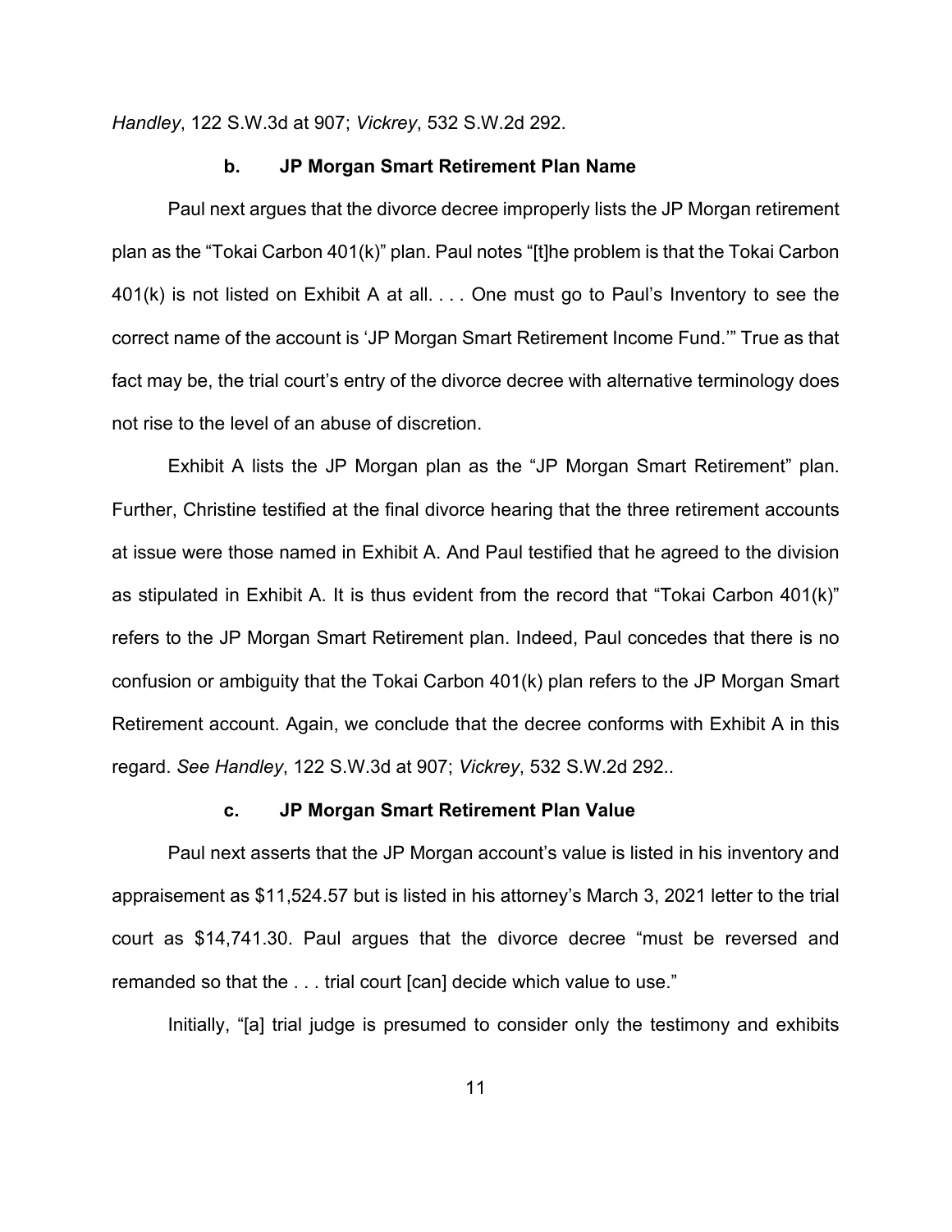*Handley*, 122 S.W.3d at 907; *Vickrey*, 532 S.W.2d 292.

**b. JP Morgan Smart Retirement Plan Name**

Paul next argues that the divorce decree improperly lists the JP Morgan retirement plan as the "Tokai Carbon 401(k)" plan. Paul notes "[t]he problem is that the Tokai Carbon 401(k) is not listed on Exhibit A at all. . . . One must go to Paul's Inventory to see the correct name of the account is 'JP Morgan Smart Retirement Income Fund.'" True as that fact may be, the trial court's entry of the divorce decree with alternative terminology does not rise to the level of an abuse of discretion.

Exhibit A lists the JP Morgan plan as the "JP Morgan Smart Retirement" plan. Further, Christine testified at the final divorce hearing that the three retirement accounts at issue were those named in Exhibit A. And Paul testified that he agreed to the division as stipulated in Exhibit A. It is thus evident from the record that "Tokai Carbon 401(k)" refers to the JP Morgan Smart Retirement plan. Indeed, Paul concedes that there is no confusion or ambiguity that the Tokai Carbon 401(k) plan refers to the JP Morgan Smart Retirement account. Again, we conclude that the decree conforms with Exhibit A in this regard. *See Handley*, 122 S.W.3d at 907; *Vickrey*, 532 S.W.2d 292..

**c. JP Morgan Smart Retirement Plan Value**

Paul next asserts that the JP Morgan account's value is listed in his inventory and appraisement as $11,524.57 but is listed in his attorney's March 3, 2021 letter to the trial court as $14,741.30. Paul argues that the divorce decree "must be reversed and remanded so that the . . . trial court [can] decide which value to use."

Initially, "[a] trial judge is presumed to consider only the testimony and exhibits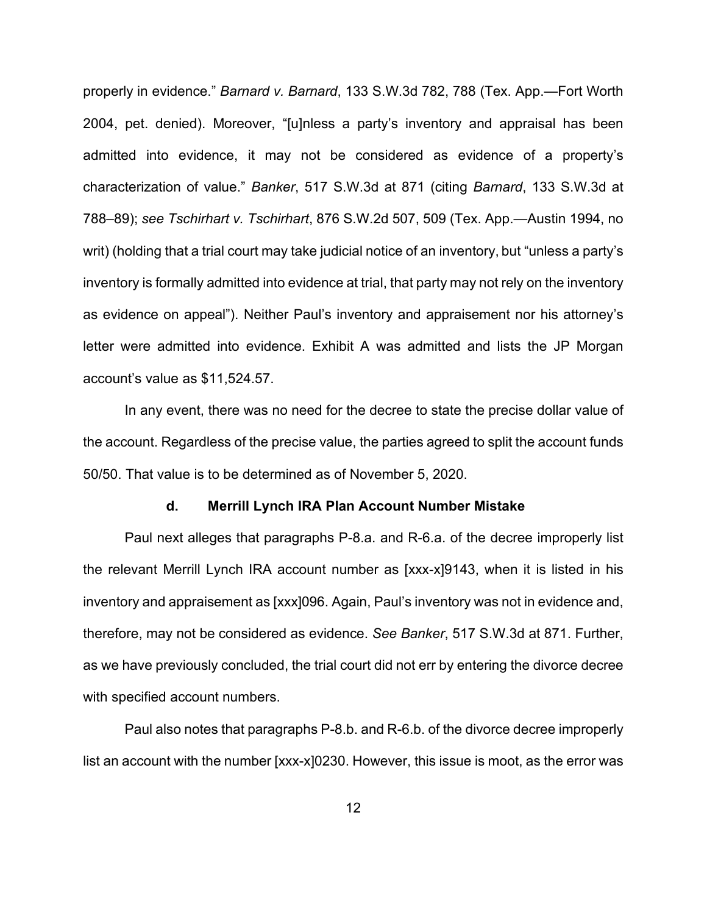properly in evidence." *Barnard v. Barnard*, 133 S.W.3d 782, 788 (Tex. App.—Fort Worth 2004, pet. denied). Moreover, "[u]nless a party's inventory and appraisal has been admitted into evidence, it may not be considered as evidence of a property's characterization of value." *Banker*, 517 S.W.3d at 871 (citing *Barnard*, 133 S.W.3d at 788–89); *see Tschirhart v. Tschirhart*, 876 S.W.2d 507, 509 (Tex. App.—Austin 1994, no writ) (holding that a trial court may take judicial notice of an inventory, but "unless a party's inventory is formally admitted into evidence at trial, that party may not rely on the inventory as evidence on appeal"). Neither Paul's inventory and appraisement nor his attorney's letter were admitted into evidence. Exhibit A was admitted and lists the JP Morgan account's value as $11,524.57.

In any event, there was no need for the decree to state the precise dollar value of the account. Regardless of the precise value, the parties agreed to split the account funds 50/50. That value is to be determined as of November 5, 2020.

#### d. Merrill Lynch IRA Plan Account Number Mistake

Paul next alleges that paragraphs P-8.a. and R-6.a. of the decree improperly list the relevant Merrill Lynch IRA account number as [xxx-x]9143, when it is listed in his inventory and appraisement as [xxx]096. Again, Paul's inventory was not in evidence and, therefore, may not be considered as evidence. *See Banker*, 517 S.W.3d at 871. Further, as we have previously concluded, the trial court did not err by entering the divorce decree with specified account numbers.

Paul also notes that paragraphs P-8.b. and R-6.b. of the divorce decree improperly list an account with the number [xxx-x]0230. However, this issue is moot, as the error was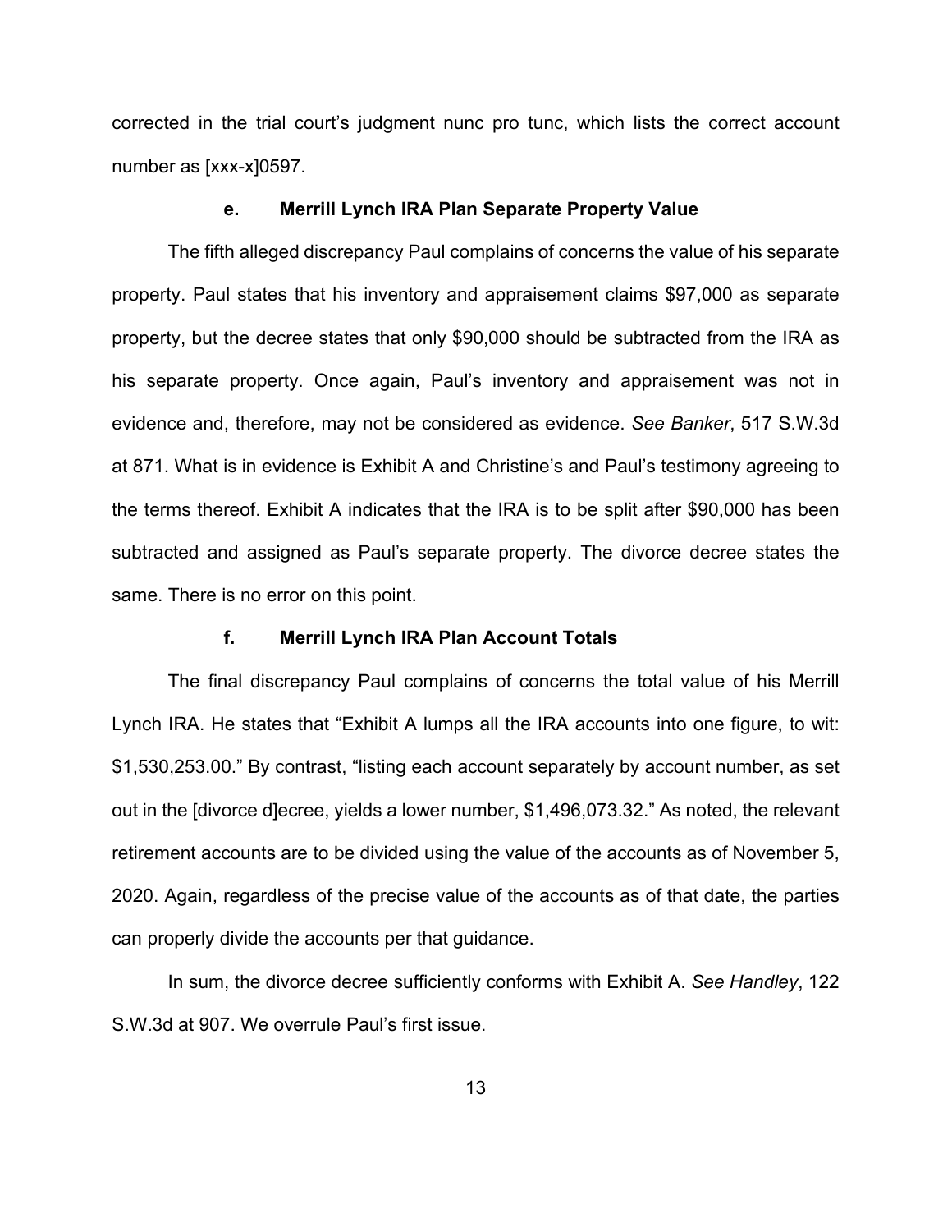corrected in the trial court's judgment nunc pro tunc, which lists the correct account number as [xxx-x]0597.

#### e. Merrill Lynch IRA Plan Separate Property Value

The fifth alleged discrepancy Paul complains of concerns the value of his separate property. Paul states that his inventory and appraisement claims $97,000 as separate property, but the decree states that only $90,000 should be subtracted from the IRA as his separate property. Once again, Paul's inventory and appraisement was not in evidence and, therefore, may not be considered as evidence. *See Banker*, 517 S.W.3d at 871. What is in evidence is Exhibit A and Christine's and Paul's testimony agreeing to the terms thereof. Exhibit A indicates that the IRA is to be split after $90,000 has been subtracted and assigned as Paul's separate property. The divorce decree states the same. There is no error on this point.

#### f. Merrill Lynch IRA Plan Account Totals

The final discrepancy Paul complains of concerns the total value of his Merrill Lynch IRA. He states that "Exhibit A lumps all the IRA accounts into one figure, to wit: $1,530,253.00." By contrast, "listing each account separately by account number, as set out in the [divorce d]ecree, yields a lower number, $1,496,073.32." As noted, the relevant retirement accounts are to be divided using the value of the accounts as of November 5, 2020. Again, regardless of the precise value of the accounts as of that date, the parties can properly divide the accounts per that guidance.

In sum, the divorce decree sufficiently conforms with Exhibit A. *See Handley*, 122 S.W.3d at 907. We overrule Paul's first issue.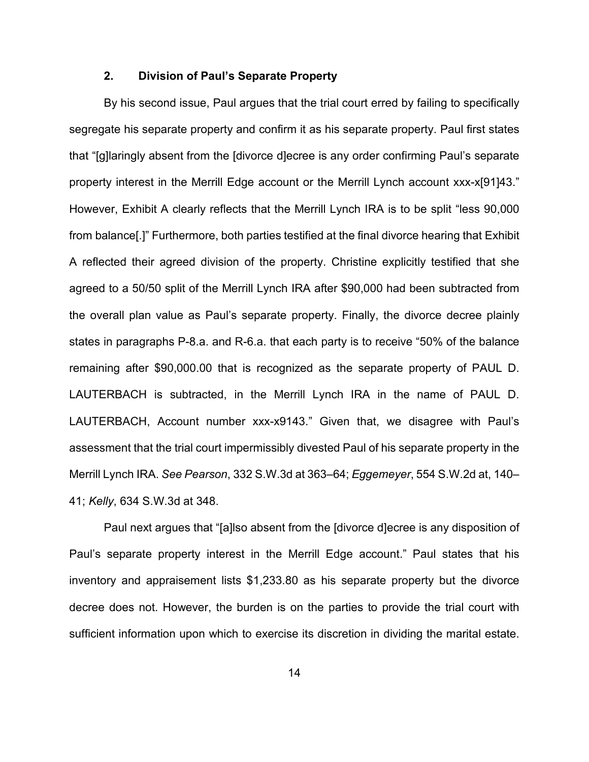### 2. Division of Paul's Separate Property

By his second issue, Paul argues that the trial court erred by failing to specifically segregate his separate property and confirm it as his separate property. Paul first states that "[g]laringly absent from the [divorce d]ecree is any order confirming Paul's separate property interest in the Merrill Edge account or the Merrill Lynch account xxx-x[91]43." However, Exhibit A clearly reflects that the Merrill Lynch IRA is to be split "less 90,000 from balance[.]" Furthermore, both parties testified at the final divorce hearing that Exhibit A reflected their agreed division of the property. Christine explicitly testified that she agreed to a 50/50 split of the Merrill Lynch IRA after $90,000 had been subtracted from the overall plan value as Paul's separate property. Finally, the divorce decree plainly states in paragraphs P-8.a. and R-6.a. that each party is to receive "50% of the balance remaining after $90,000.00 that is recognized as the separate property of PAUL D. LAUTERBACH is subtracted, in the Merrill Lynch IRA in the name of PAUL D. LAUTERBACH, Account number xxx-x9143." Given that, we disagree with Paul's assessment that the trial court impermissibly divested Paul of his separate property in the Merrill Lynch IRA. *See Pearson*, 332 S.W.3d at 363–64; *Eggemeyer*, 554 S.W.2d at, 140–41; *Kelly*, 634 S.W.3d at 348.

Paul next argues that "[a]lso absent from the [divorce d]ecree is any disposition of Paul's separate property interest in the Merrill Edge account." Paul states that his inventory and appraisement lists $1,233.80 as his separate property but the divorce decree does not. However, the burden is on the parties to provide the trial court with sufficient information upon which to exercise its discretion in dividing the marital estate.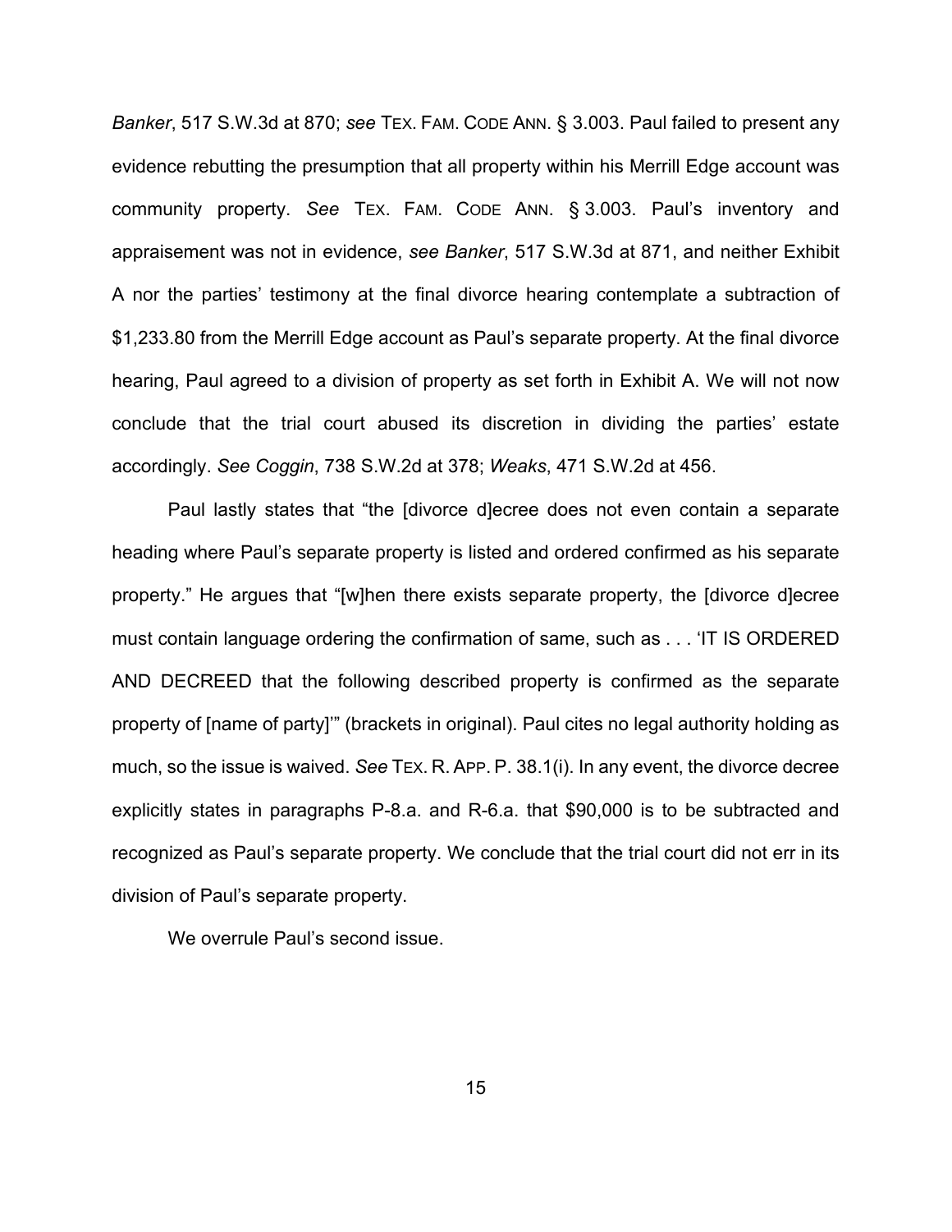*Banker*, 517 S.W.3d at 870; *see* TEX. FAM. CODE ANN. § 3.003. Paul failed to present any evidence rebutting the presumption that all property within his Merrill Edge account was community property. *See* TEX. FAM. CODE ANN. § 3.003. Paul's inventory and appraisement was not in evidence, *see Banker*, 517 S.W.3d at 871, and neither Exhibit A nor the parties' testimony at the final divorce hearing contemplate a subtraction of $1,233.80 from the Merrill Edge account as Paul's separate property. At the final divorce hearing, Paul agreed to a division of property as set forth in Exhibit A. We will not now conclude that the trial court abused its discretion in dividing the parties' estate accordingly. *See Coggin*, 738 S.W.2d at 378; *Weaks*, 471 S.W.2d at 456.

Paul lastly states that "the [divorce d]ecree does not even contain a separate heading where Paul's separate property is listed and ordered confirmed as his separate property." He argues that "[w]hen there exists separate property, the [divorce d]ecree must contain language ordering the confirmation of same, such as . . . 'IT IS ORDERED AND DECREED that the following described property is confirmed as the separate property of [name of party]'" (brackets in original). Paul cites no legal authority holding as much, so the issue is waived. *See* TEX. R. APP. P. 38.1(i). In any event, the divorce decree explicitly states in paragraphs P-8.a. and R-6.a. that $90,000 is to be subtracted and recognized as Paul's separate property. We conclude that the trial court did not err in its division of Paul's separate property.

We overrule Paul's second issue.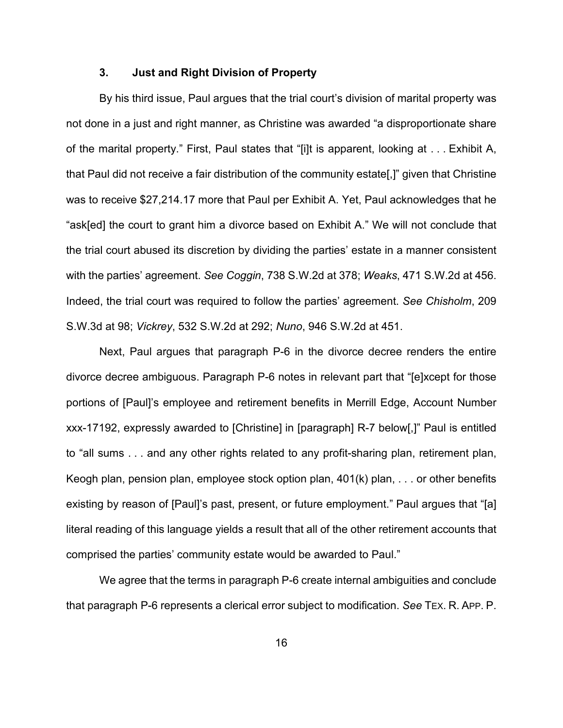### 3. Just and Right Division of Property

By his third issue, Paul argues that the trial court's division of marital property was not done in a just and right manner, as Christine was awarded "a disproportionate share of the marital property." First, Paul states that "[i]t is apparent, looking at . . . Exhibit A, that Paul did not receive a fair distribution of the community estate[,]" given that Christine was to receive $27,214.17 more that Paul per Exhibit A. Yet, Paul acknowledges that he "ask[ed] the court to grant him a divorce based on Exhibit A." We will not conclude that the trial court abused its discretion by dividing the parties' estate in a manner consistent with the parties' agreement. *See Coggin*, 738 S.W.2d at 378; *Weaks*, 471 S.W.2d at 456. Indeed, the trial court was required to follow the parties' agreement. *See Chisholm*, 209 S.W.3d at 98; *Vickrey*, 532 S.W.2d at 292; *Nuno*, 946 S.W.2d at 451.

Next, Paul argues that paragraph P-6 in the divorce decree renders the entire divorce decree ambiguous. Paragraph P-6 notes in relevant part that "[e]xcept for those portions of [Paul]'s employee and retirement benefits in Merrill Edge, Account Number xxx-17192, expressly awarded to [Christine] in [paragraph] R-7 below[,]" Paul is entitled to "all sums . . . and any other rights related to any profit-sharing plan, retirement plan, Keogh plan, pension plan, employee stock option plan, 401(k) plan, . . . or other benefits existing by reason of [Paul]'s past, present, or future employment." Paul argues that "[a] literal reading of this language yields a result that all of the other retirement accounts that comprised the parties' community estate would be awarded to Paul."

We agree that the terms in paragraph P-6 create internal ambiguities and conclude that paragraph P-6 represents a clerical error subject to modification. *See* TEX. R. APP. P.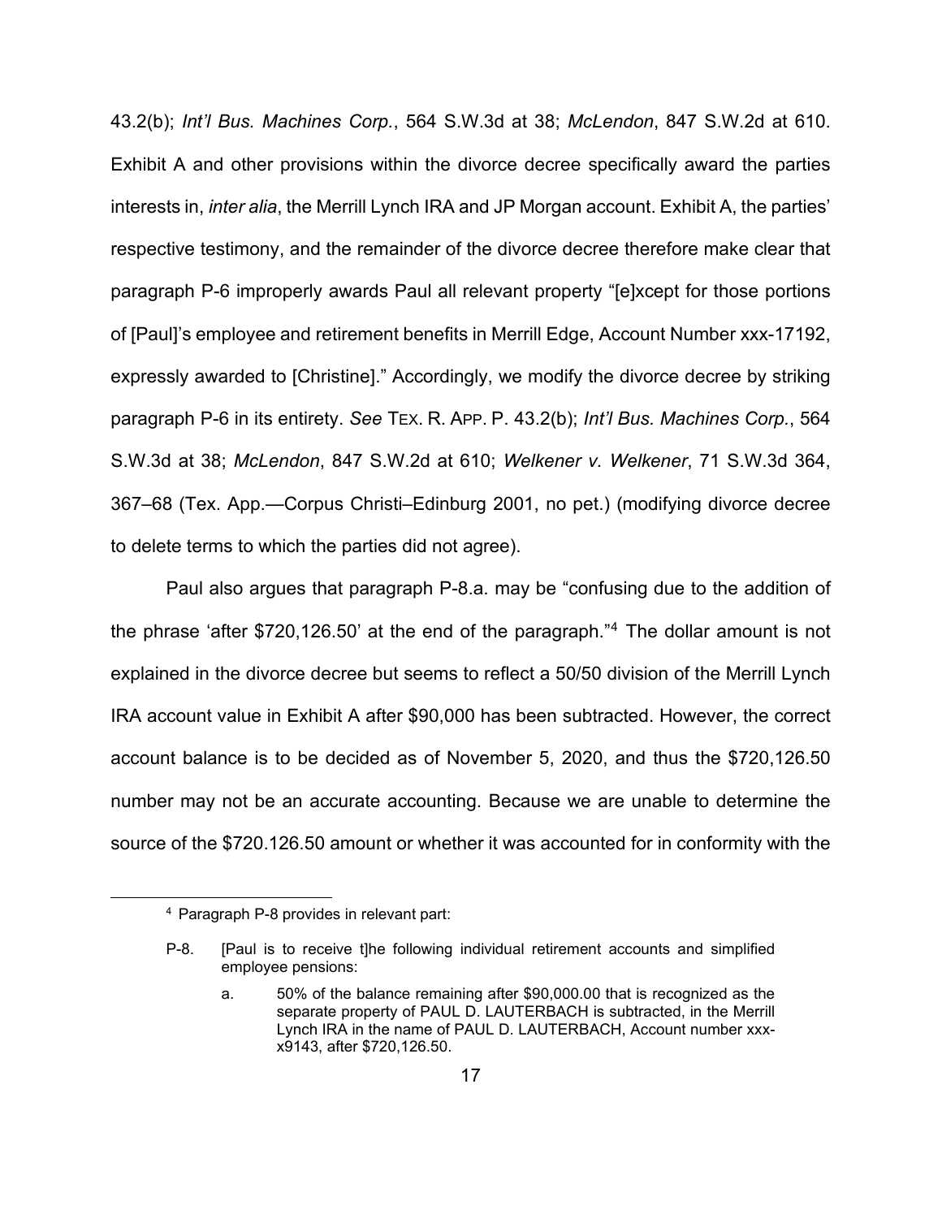43.2(b); *Int'l Bus. Machines Corp.*, 564 S.W.3d at 38; *McLendon*, 847 S.W.2d at 610. Exhibit A and other provisions within the divorce decree specifically award the parties interests in, *inter alia*, the Merrill Lynch IRA and JP Morgan account. Exhibit A, the parties' respective testimony, and the remainder of the divorce decree therefore make clear that paragraph P-6 improperly awards Paul all relevant property "[e]xcept for those portions of [Paul]'s employee and retirement benefits in Merrill Edge, Account Number xxx-17192, expressly awarded to [Christine]." Accordingly, we modify the divorce decree by striking paragraph P-6 in its entirety. *See* TEX. R. APP. P. 43.2(b); *Int'l Bus. Machines Corp.*, 564 S.W.3d at 38; *McLendon*, 847 S.W.2d at 610; *Welkener v. Welkener*, 71 S.W.3d 364, 367–68 (Tex. App.—Corpus Christi–Edinburg 2001, no pet.) (modifying divorce decree to delete terms to which the parties did not agree).

Paul also argues that paragraph P-8.a. may be "confusing due to the addition of the phrase 'after $720,126.50' at the end of the paragraph."[4] The dollar amount is not explained in the divorce decree but seems to reflect a 50/50 division of the Merrill Lynch IRA account value in Exhibit A after $90,000 has been subtracted. However, the correct account balance is to be decided as of November 5, 2020, and thus the $720,126.50 number may not be an accurate accounting. Because we are unable to determine the source of the $720.126.50 amount or whether it was accounted for in conformity with the

---

[4] Paragraph P-8 provides in relevant part:

> P-8. [Paul is to receive t]he following individual retirement accounts and simplified employee pensions:
>
> a. 50% of the balance remaining after $90,000.00 that is recognized as the separate property of PAUL D. LAUTERBACH is subtracted, in the Merrill Lynch IRA in the name of PAUL D. LAUTERBACH, Account number xxx-x9143, after $720,126.50.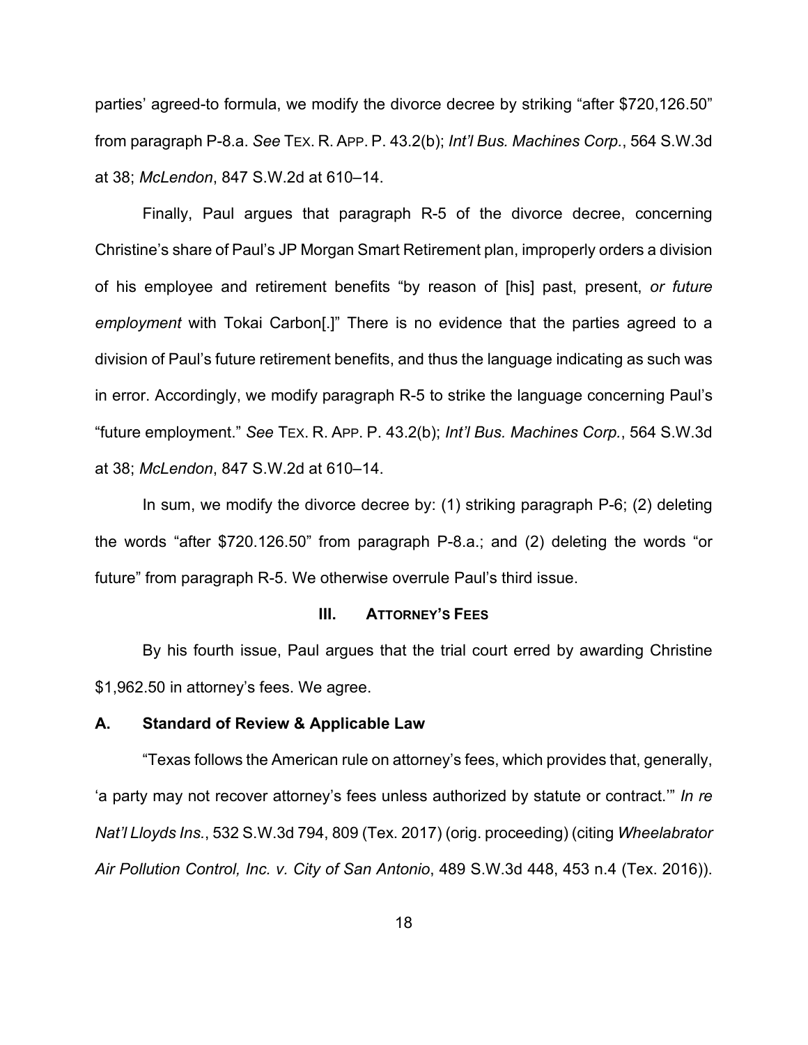parties' agreed-to formula, we modify the divorce decree by striking "after $720,126.50" from paragraph P-8.a. *See* TEX. R. APP. P. 43.2(b); *Int'l Bus. Machines Corp.*, 564 S.W.3d at 38; *McLendon*, 847 S.W.2d at 610–14.

Finally, Paul argues that paragraph R-5 of the divorce decree, concerning Christine's share of Paul's JP Morgan Smart Retirement plan, improperly orders a division of his employee and retirement benefits "by reason of [his] past, present, *or future employment* with Tokai Carbon[.]" There is no evidence that the parties agreed to a division of Paul's future retirement benefits, and thus the language indicating as such was in error. Accordingly, we modify paragraph R-5 to strike the language concerning Paul's "future employment." *See* TEX. R. APP. P. 43.2(b); *Int'l Bus. Machines Corp.*, 564 S.W.3d at 38; *McLendon*, 847 S.W.2d at 610–14.

In sum, we modify the divorce decree by: (1) striking paragraph P-6; (2) deleting the words "after $720.126.50" from paragraph P-8.a.; and (2) deleting the words "or future" from paragraph R-5. We otherwise overrule Paul's third issue.

## III. ATTORNEY'S FEES

By his fourth issue, Paul argues that the trial court erred by awarding Christine $1,962.50 in attorney's fees. We agree.

### A. Standard of Review & Applicable Law

"Texas follows the American rule on attorney's fees, which provides that, generally, 'a party may not recover attorney's fees unless authorized by statute or contract.'" *In re Nat'l Lloyds Ins.*, 532 S.W.3d 794, 809 (Tex. 2017) (orig. proceeding) (citing *Wheelabrator Air Pollution Control, Inc. v. City of San Antonio*, 489 S.W.3d 448, 453 n.4 (Tex. 2016)).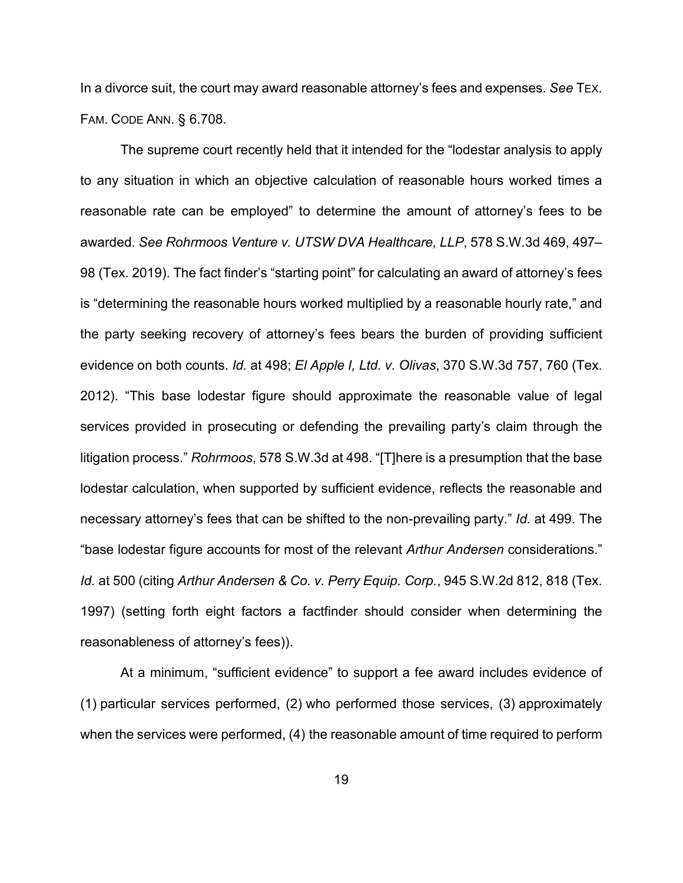In a divorce suit, the court may award reasonable attorney's fees and expenses. *See* TEX. FAM. CODE ANN. § 6.708.

The supreme court recently held that it intended for the "lodestar analysis to apply to any situation in which an objective calculation of reasonable hours worked times a reasonable rate can be employed" to determine the amount of attorney's fees to be awarded. *See Rohrmoos Venture v. UTSW DVA Healthcare, LLP*, 578 S.W.3d 469, 497–98 (Tex. 2019). The fact finder's "starting point" for calculating an award of attorney's fees is "determining the reasonable hours worked multiplied by a reasonable hourly rate," and the party seeking recovery of attorney's fees bears the burden of providing sufficient evidence on both counts. *Id.* at 498; *El Apple I, Ltd. v. Olivas*, 370 S.W.3d 757, 760 (Tex. 2012). "This base lodestar figure should approximate the reasonable value of legal services provided in prosecuting or defending the prevailing party's claim through the litigation process." *Rohrmoos*, 578 S.W.3d at 498. "[T]here is a presumption that the base lodestar calculation, when supported by sufficient evidence, reflects the reasonable and necessary attorney's fees that can be shifted to the non-prevailing party." *Id.* at 499. The "base lodestar figure accounts for most of the relevant *Arthur Andersen* considerations." *Id.* at 500 (citing *Arthur Andersen & Co. v. Perry Equip. Corp.*, 945 S.W.2d 812, 818 (Tex. 1997) (setting forth eight factors a factfinder should consider when determining the reasonableness of attorney's fees)).

At a minimum, "sufficient evidence" to support a fee award includes evidence of (1) particular services performed, (2) who performed those services, (3) approximately when the services were performed, (4) the reasonable amount of time required to perform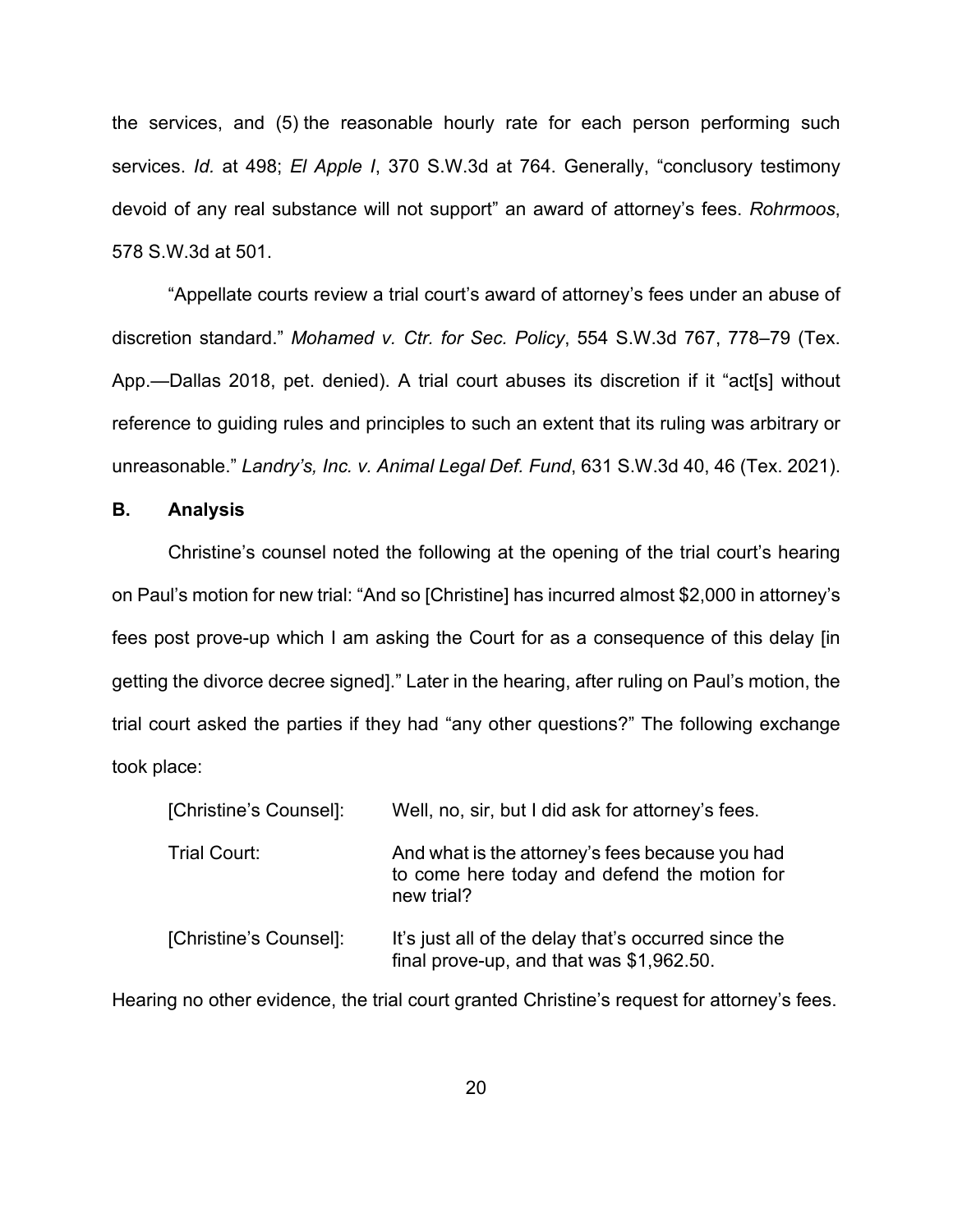the services, and (5) the reasonable hourly rate for each person performing such services. *Id.* at 498; *El Apple I*, 370 S.W.3d at 764. Generally, "conclusory testimony devoid of any real substance will not support" an award of attorney's fees. *Rohrmoos*, 578 S.W.3d at 501.

"Appellate courts review a trial court's award of attorney's fees under an abuse of discretion standard." *Mohamed v. Ctr. for Sec. Policy*, 554 S.W.3d 767, 778–79 (Tex. App.—Dallas 2018, pet. denied). A trial court abuses its discretion if it "act[s] without reference to guiding rules and principles to such an extent that its ruling was arbitrary or unreasonable." *Landry's, Inc. v. Animal Legal Def. Fund*, 631 S.W.3d 40, 46 (Tex. 2021).

### B. Analysis

Christine's counsel noted the following at the opening of the trial court's hearing on Paul's motion for new trial: "And so [Christine] has incurred almost $2,000 in attorney's fees post prove-up which I am asking the Court for as a consequence of this delay [in getting the divorce decree signed]." Later in the hearing, after ruling on Paul's motion, the trial court asked the parties if they had "any other questions?" The following exchange took place:

> [Christine's Counsel]: Well, no, sir, but I did ask for attorney's fees.
>
> Trial Court: And what is the attorney's fees because you had to come here today and defend the motion for new trial?
>
> [Christine's Counsel]: It's just all of the delay that's occurred since the final prove-up, and that was $1,962.50.

Hearing no other evidence, the trial court granted Christine's request for attorney's fees.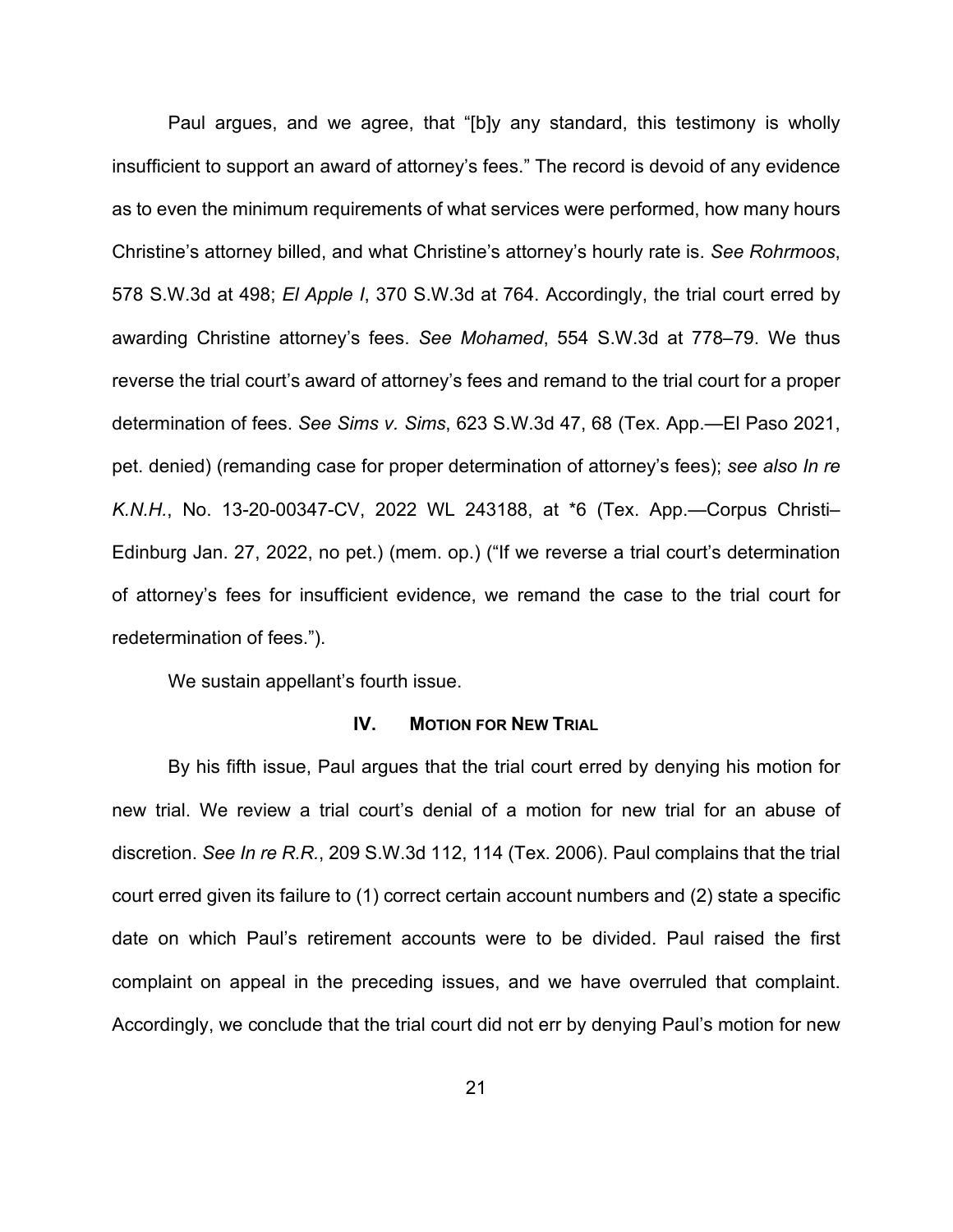Paul argues, and we agree, that "[b]y any standard, this testimony is wholly insufficient to support an award of attorney's fees." The record is devoid of any evidence as to even the minimum requirements of what services were performed, how many hours Christine's attorney billed, and what Christine's attorney's hourly rate is. *See Rohrmoos*, 578 S.W.3d at 498; *El Apple I*, 370 S.W.3d at 764. Accordingly, the trial court erred by awarding Christine attorney's fees. *See Mohamed*, 554 S.W.3d at 778–79. We thus reverse the trial court's award of attorney's fees and remand to the trial court for a proper determination of fees. *See Sims v. Sims*, 623 S.W.3d 47, 68 (Tex. App.—El Paso 2021, pet. denied) (remanding case for proper determination of attorney's fees); *see also In re K.N.H.*, No. 13-20-00347-CV, 2022 WL 243188, at *6 (Tex. App.—Corpus Christi–Edinburg Jan. 27, 2022, no pet.) (mem. op.) ("If we reverse a trial court's determination of attorney's fees for insufficient evidence, we remand the case to the trial court for redetermination of fees.").

We sustain appellant's fourth issue.

## IV. MOTION FOR NEW TRIAL

By his fifth issue, Paul argues that the trial court erred by denying his motion for new trial. We review a trial court's denial of a motion for new trial for an abuse of discretion. *See In re R.R.*, 209 S.W.3d 112, 114 (Tex. 2006). Paul complains that the trial court erred given its failure to (1) correct certain account numbers and (2) state a specific date on which Paul's retirement accounts were to be divided. Paul raised the first complaint on appeal in the preceding issues, and we have overruled that complaint. Accordingly, we conclude that the trial court did not err by denying Paul's motion for new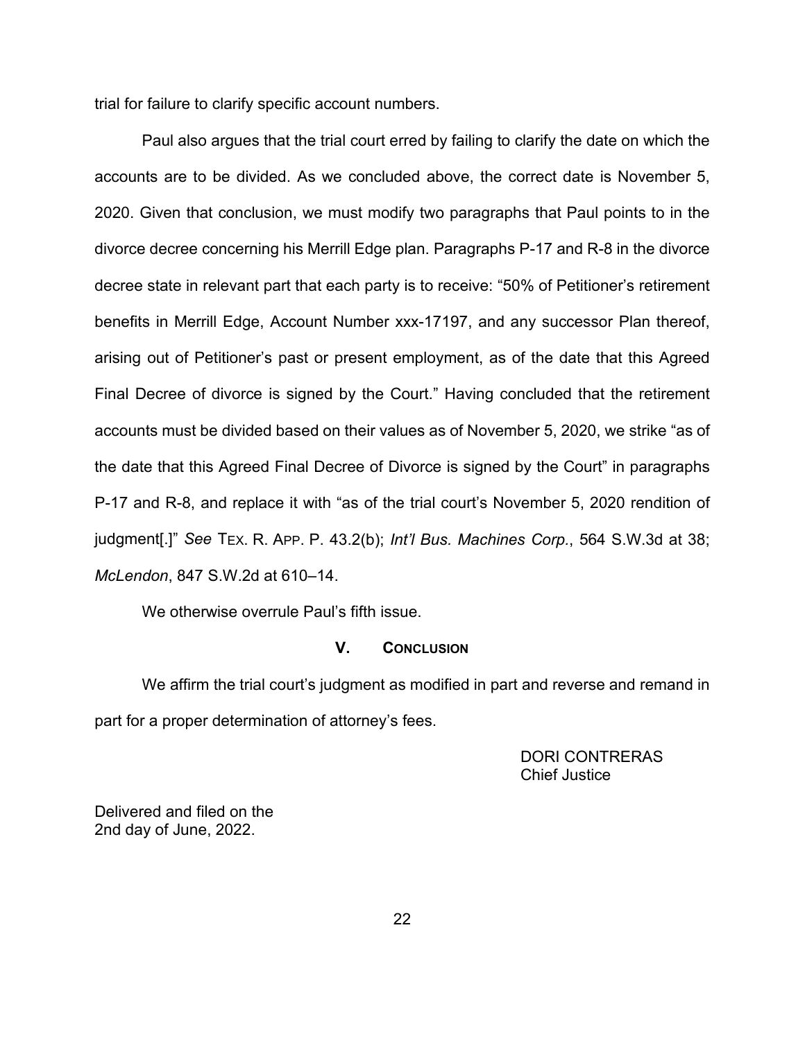trial for failure to clarify specific account numbers.

Paul also argues that the trial court erred by failing to clarify the date on which the accounts are to be divided. As we concluded above, the correct date is November 5, 2020. Given that conclusion, we must modify two paragraphs that Paul points to in the divorce decree concerning his Merrill Edge plan. Paragraphs P-17 and R-8 in the divorce decree state in relevant part that each party is to receive: "50% of Petitioner's retirement benefits in Merrill Edge, Account Number xxx-17197, and any successor Plan thereof, arising out of Petitioner's past or present employment, as of the date that this Agreed Final Decree of divorce is signed by the Court." Having concluded that the retirement accounts must be divided based on their values as of November 5, 2020, we strike "as of the date that this Agreed Final Decree of Divorce is signed by the Court" in paragraphs P-17 and R-8, and replace it with "as of the trial court's November 5, 2020 rendition of judgment[.]" *See* TEX. R. APP. P. 43.2(b); *Int'l Bus. Machines Corp.*, 564 S.W.3d at 38; *McLendon*, 847 S.W.2d at 610–14.

We otherwise overrule Paul's fifth issue.

## V. CONCLUSION

We affirm the trial court's judgment as modified in part and reverse and remand in part for a proper determination of attorney's fees.

DORI CONTRERAS
Chief Justice

Delivered and filed on the
2nd day of June, 2022.